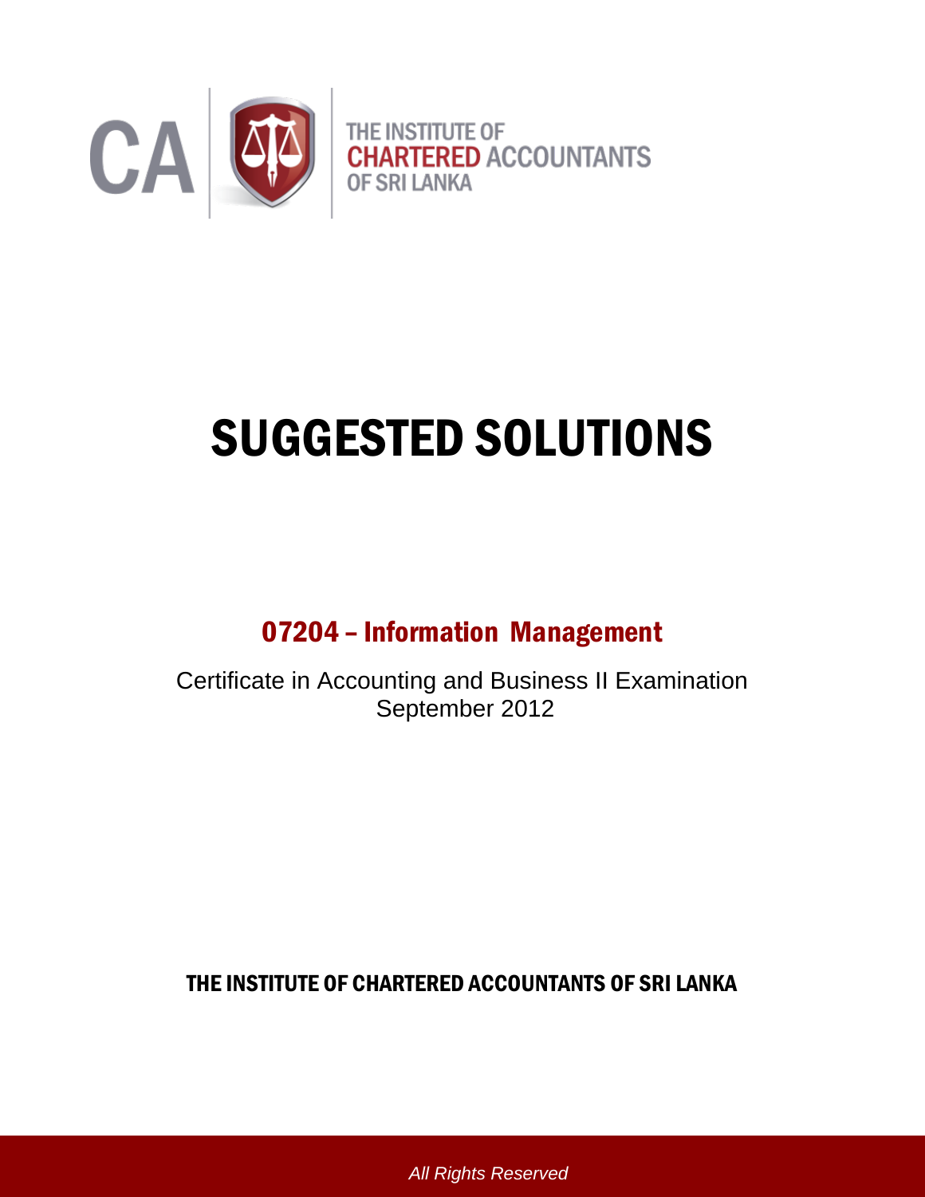CA | THE INSTITUTE OF CHARTERED ACCOUNTANTS OF SRI LANKA

# SUGGESTED SOLUTIONS

## 07204 – Information Management

Certificate in Accounting and Business II Examination
September 2012

THE INSTITUTE OF CHARTERED ACCOUNTANTS OF SRI LANKA

*All Rights Reserved*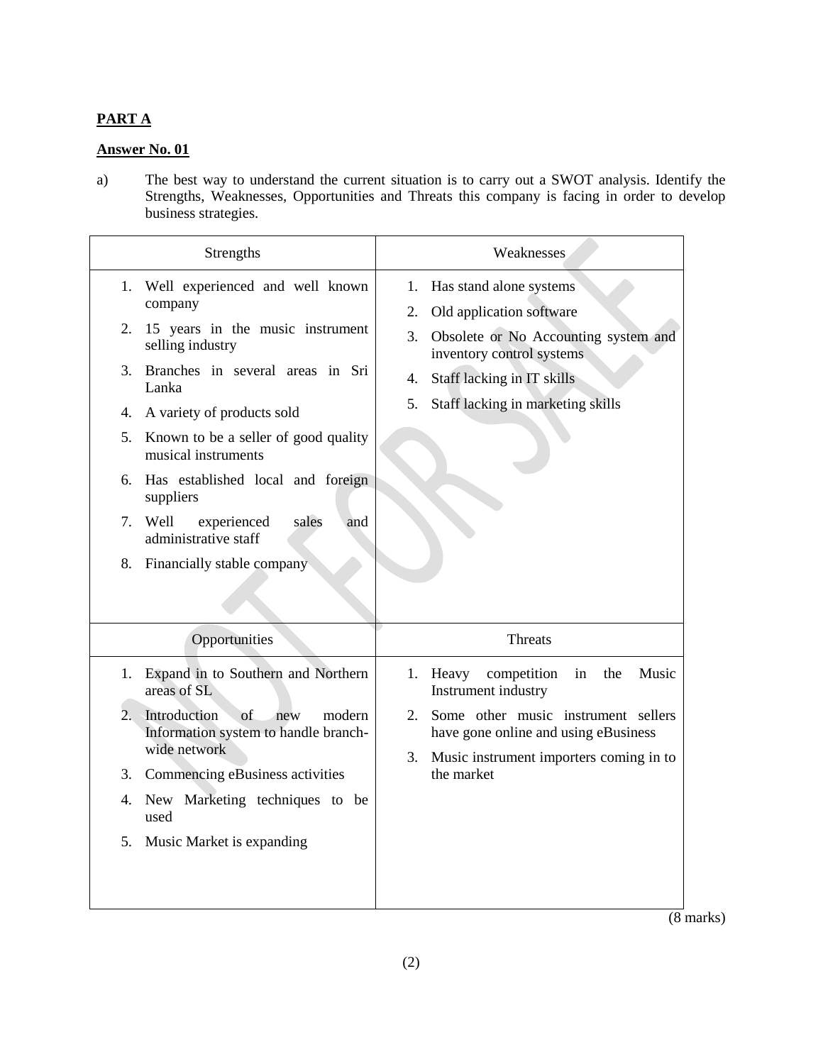**PART A**

**Answer No. 01**

a) The best way to understand the current situation is to carry out a SWOT analysis. Identify the Strengths, Weaknesses, Opportunities and Threats this company is facing in order to develop business strategies.

| Strengths | Weaknesses |
|---|---|
| 1. Well experienced and well known company<br>2. 15 years in the music instrument selling industry<br>3. Branches in several areas in Sri Lanka<br>4. A variety of products sold<br>5. Known to be a seller of good quality musical instruments<br>6. Has established local and foreign suppliers<br>7. Well experienced sales and administrative staff<br>8. Financially stable company | 1. Has stand alone systems<br>2. Old application software<br>3. Obsolete or No Accounting system and inventory control systems<br>4. Staff lacking in IT skills<br>5. Staff lacking in marketing skills |
| **Opportunities** | **Threats** |
| 1. Expand in to Southern and Northern areas of SL<br>2. Introduction of new modern Information system to handle branch-wide network<br>3. Commencing eBusiness activities<br>4. New Marketing techniques to be used<br>5. Music Market is expanding | 1. Heavy competition in the Music Instrument industry<br>2. Some other music instrument sellers have gone online and using eBusiness<br>3. Music instrument importers coming in to the market |

(8 marks)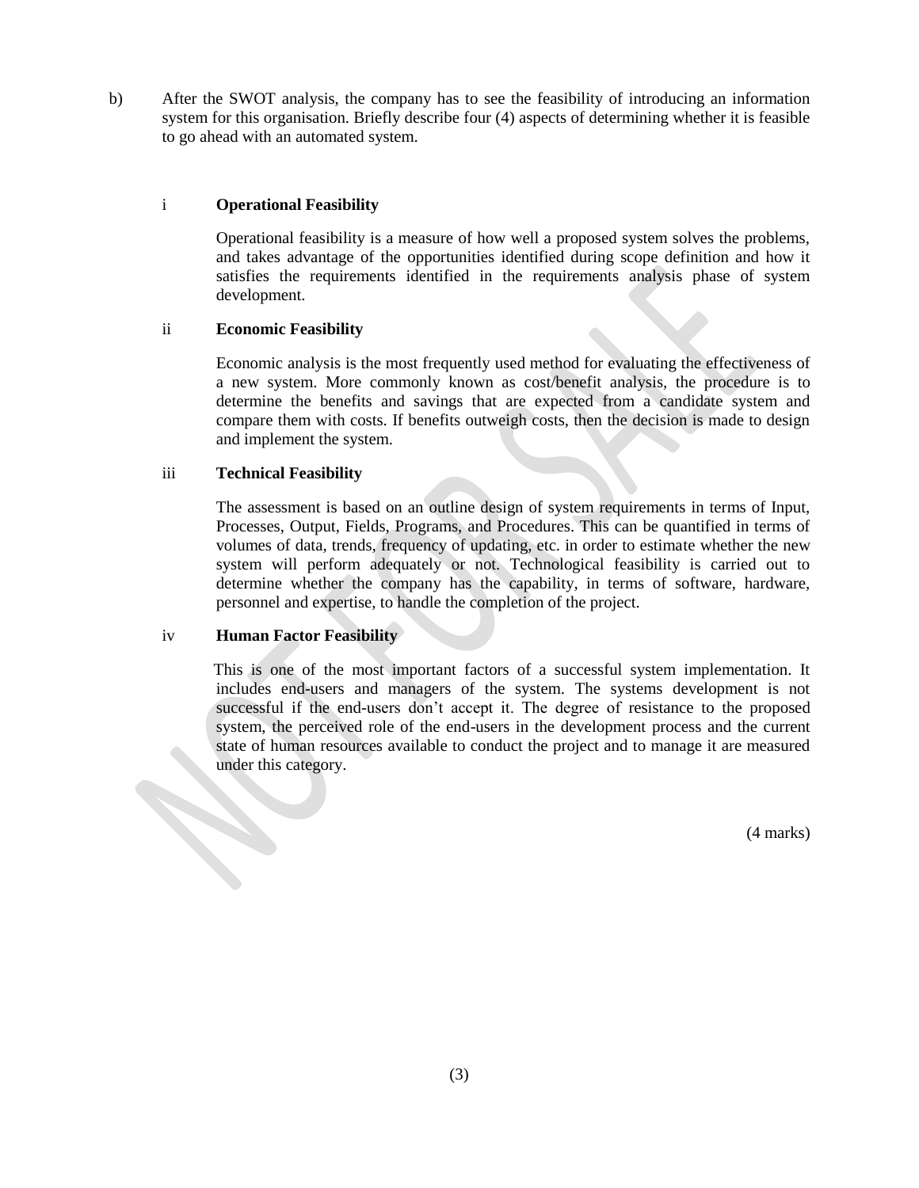b) After the SWOT analysis, the company has to see the feasibility of introducing an information system for this organisation. Briefly describe four (4) aspects of determining whether it is feasible to go ahead with an automated system.

i **Operational Feasibility**

Operational feasibility is a measure of how well a proposed system solves the problems, and takes advantage of the opportunities identified during scope definition and how it satisfies the requirements identified in the requirements analysis phase of system development.

ii **Economic Feasibility**

Economic analysis is the most frequently used method for evaluating the effectiveness of a new system. More commonly known as cost/benefit analysis, the procedure is to determine the benefits and savings that are expected from a candidate system and compare them with costs. If benefits outweigh costs, then the decision is made to design and implement the system.

iii **Technical Feasibility**

The assessment is based on an outline design of system requirements in terms of Input, Processes, Output, Fields, Programs, and Procedures. This can be quantified in terms of volumes of data, trends, frequency of updating, etc. in order to estimate whether the new system will perform adequately or not. Technological feasibility is carried out to determine whether the company has the capability, in terms of software, hardware, personnel and expertise, to handle the completion of the project.

iv **Human Factor Feasibility**

This is one of the most important factors of a successful system implementation. It includes end-users and managers of the system. The systems development is not successful if the end-users don't accept it. The degree of resistance to the proposed system, the perceived role of the end-users in the development process and the current state of human resources available to conduct the project and to manage it are measured under this category.

(4 marks)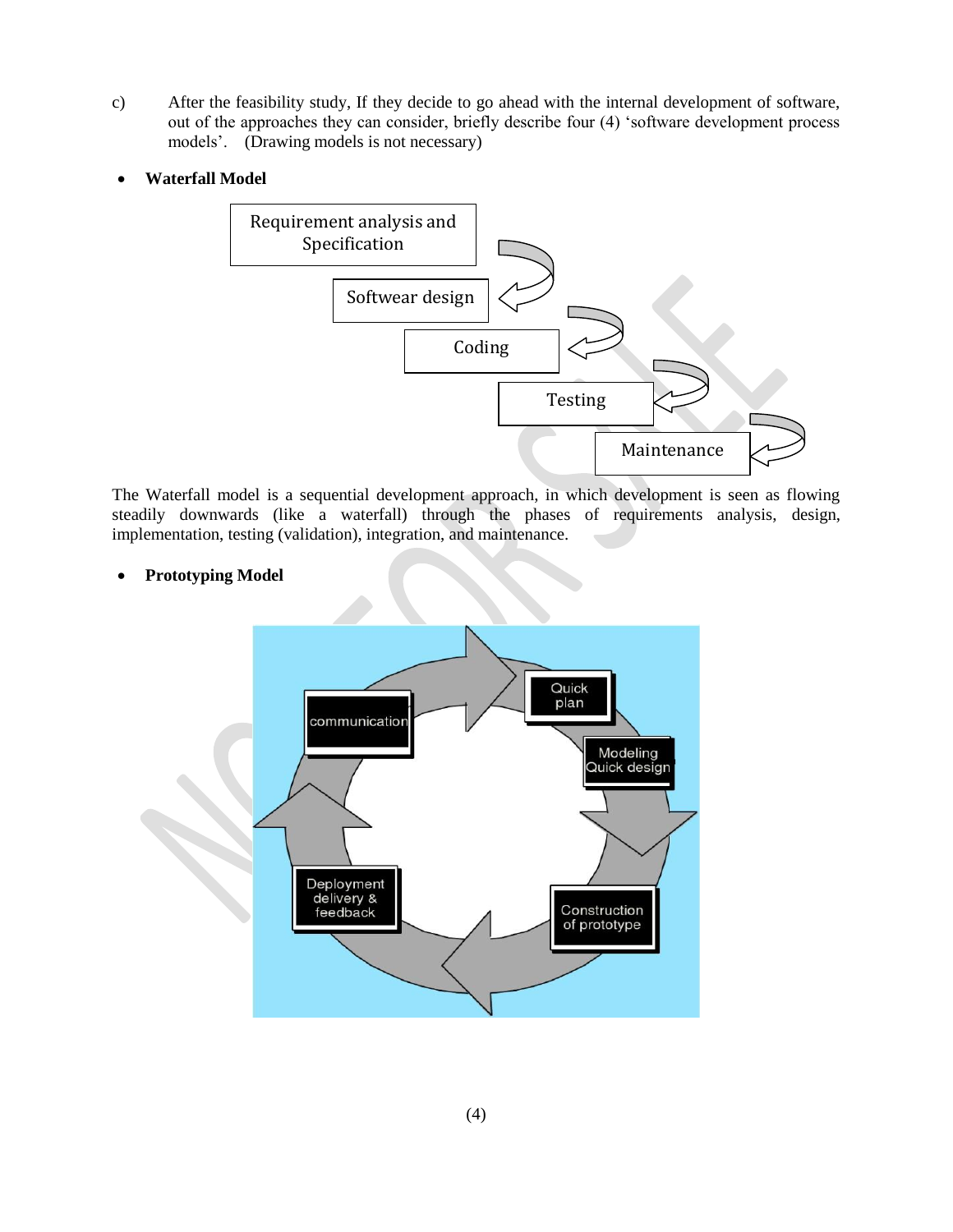c) After the feasibility study, If they decide to go ahead with the internal development of software, out of the approaches they can consider, briefly describe four (4) 'software development process models'. (Drawing models is not necessary)

- **Waterfall Model**

Requirement analysis and Specification

Softwear design

Coding

Testing

Maintenance

The Waterfall model is a sequential development approach, in which development is seen as flowing steadily downwards (like a waterfall) through the phases of requirements analysis, design, implementation, testing (validation), integration, and maintenance.

- **Prototyping Model**

communication

Quick plan

Modeling Quick design

Construction of prototype

Deployment delivery & feedback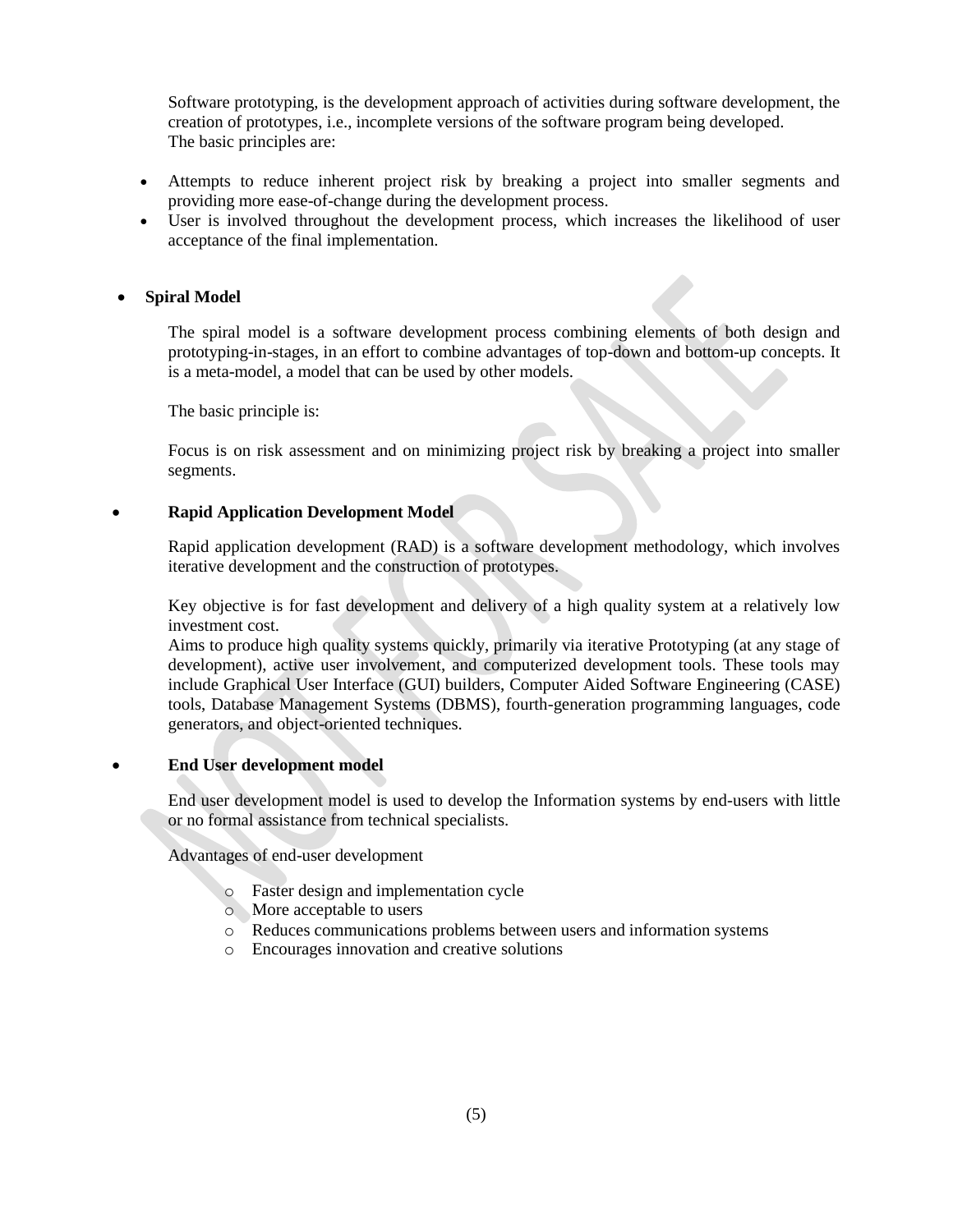Software prototyping, is the development approach of activities during software development, the creation of prototypes, i.e., incomplete versions of the software program being developed.
The basic principles are:

- Attempts to reduce inherent project risk by breaking a project into smaller segments and providing more ease-of-change during the development process.
- User is involved throughout the development process, which increases the likelihood of user acceptance of the final implementation.

- **Spiral Model**

The spiral model is a software development process combining elements of both design and prototyping-in-stages, in an effort to combine advantages of top-down and bottom-up concepts. It is a meta-model, a model that can be used by other models.

The basic principle is:

Focus is on risk assessment and on minimizing project risk by breaking a project into smaller segments.

- **Rapid Application Development Model**

Rapid application development (RAD) is a software development methodology, which involves iterative development and the construction of prototypes.

Key objective is for fast development and delivery of a high quality system at a relatively low investment cost.
Aims to produce high quality systems quickly, primarily via iterative Prototyping (at any stage of development), active user involvement, and computerized development tools. These tools may include Graphical User Interface (GUI) builders, Computer Aided Software Engineering (CASE) tools, Database Management Systems (DBMS), fourth-generation programming languages, code generators, and object-oriented techniques.

- **End User development model**

End user development model is used to develop the Information systems by end-users with little or no formal assistance from technical specialists.

Advantages of end-user development

- Faster design and implementation cycle
- More acceptable to users
- Reduces communications problems between users and information systems
- Encourages innovation and creative solutions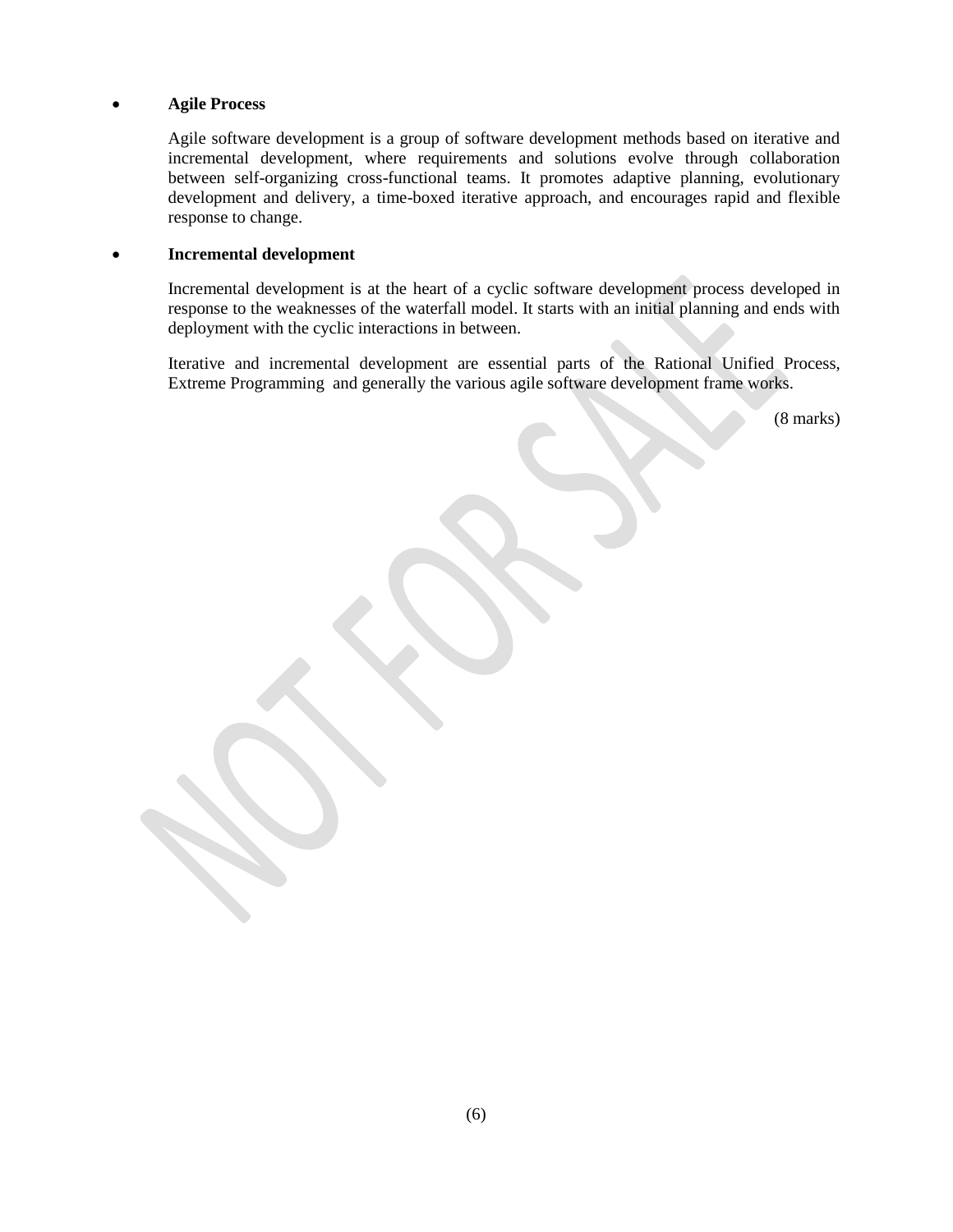- **Agile Process**

  Agile software development is a group of software development methods based on iterative and incremental development, where requirements and solutions evolve through collaboration between self-organizing cross-functional teams. It promotes adaptive planning, evolutionary development and delivery, a time-boxed iterative approach, and encourages rapid and flexible response to change.

- **Incremental development**

  Incremental development is at the heart of a cyclic software development process developed in response to the weaknesses of the waterfall model. It starts with an initial planning and ends with deployment with the cyclic interactions in between.

  Iterative and incremental development are essential parts of the Rational Unified Process, Extreme Programming and generally the various agile software development frame works.

(8 marks)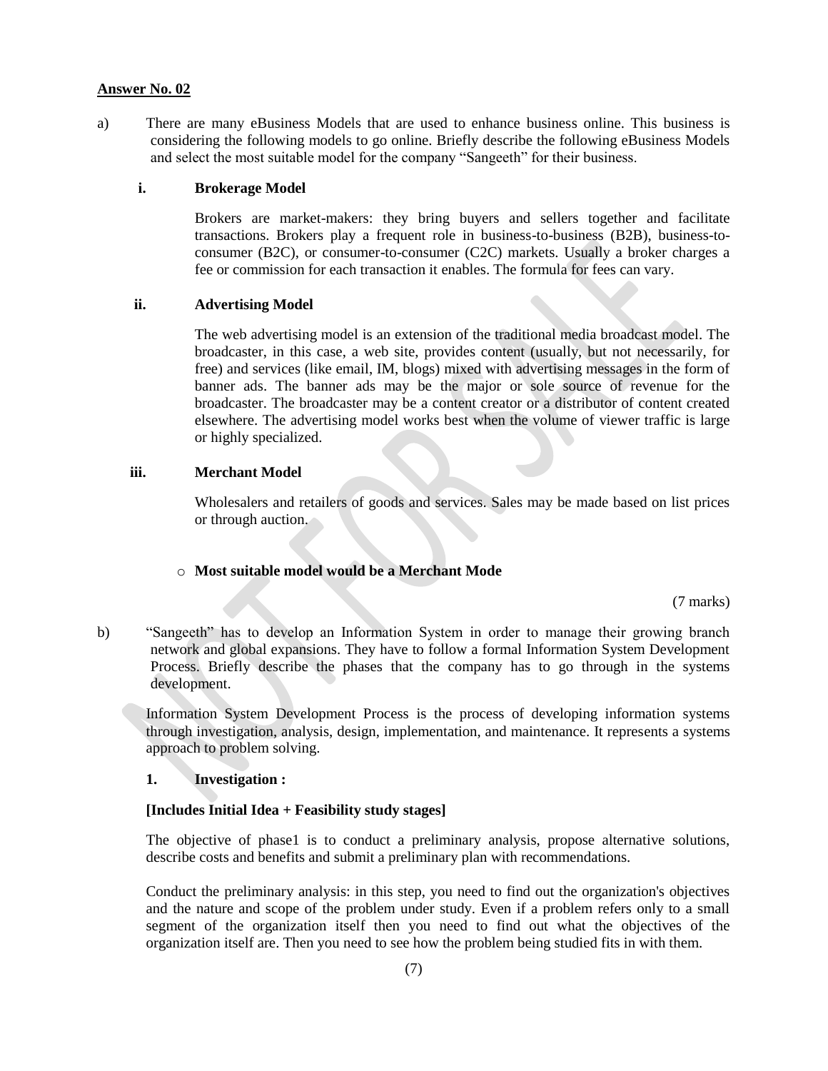**Answer No. 02**

a) There are many eBusiness Models that are used to enhance business online. This business is considering the following models to go online. Briefly describe the following eBusiness Models and select the most suitable model for the company "Sangeeth" for their business.

**i. Brokerage Model**

Brokers are market-makers: they bring buyers and sellers together and facilitate transactions. Brokers play a frequent role in business-to-business (B2B), business-to-consumer (B2C), or consumer-to-consumer (C2C) markets. Usually a broker charges a fee or commission for each transaction it enables. The formula for fees can vary.

**ii. Advertising Model**

The web advertising model is an extension of the traditional media broadcast model. The broadcaster, in this case, a web site, provides content (usually, but not necessarily, for free) and services (like email, IM, blogs) mixed with advertising messages in the form of banner ads. The banner ads may be the major or sole source of revenue for the broadcaster. The broadcaster may be a content creator or a distributor of content created elsewhere. The advertising model works best when the volume of viewer traffic is large or highly specialized.

**iii. Merchant Model**

Wholesalers and retailers of goods and services. Sales may be made based on list prices or through auction.

- **Most suitable model would be a Merchant Mode**

(7 marks)

b) "Sangeeth" has to develop an Information System in order to manage their growing branch network and global expansions. They have to follow a formal Information System Development Process. Briefly describe the phases that the company has to go through in the systems development.

Information System Development Process is the process of developing information systems through investigation, analysis, design, implementation, and maintenance. It represents a systems approach to problem solving.

**1. Investigation :**

**[Includes Initial Idea + Feasibility study stages]**

The objective of phase1 is to conduct a preliminary analysis, propose alternative solutions, describe costs and benefits and submit a preliminary plan with recommendations.

Conduct the preliminary analysis: in this step, you need to find out the organization's objectives and the nature and scope of the problem under study. Even if a problem refers only to a small segment of the organization itself then you need to find out what the objectives of the organization itself are. Then you need to see how the problem being studied fits in with them.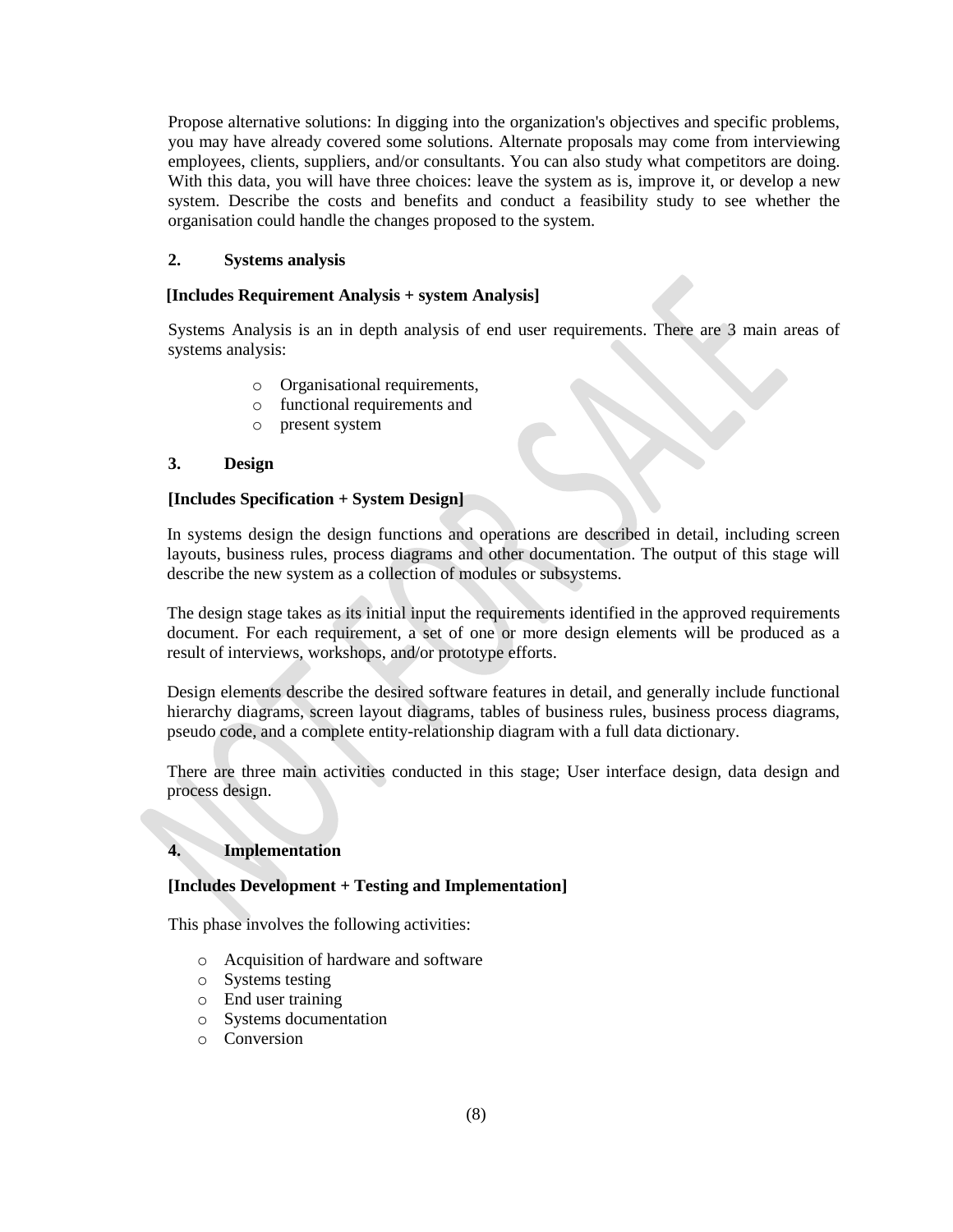Propose alternative solutions: In digging into the organization's objectives and specific problems, you may have already covered some solutions. Alternate proposals may come from interviewing employees, clients, suppliers, and/or consultants. You can also study what competitors are doing. With this data, you will have three choices: leave the system as is, improve it, or develop a new system. Describe the costs and benefits and conduct a feasibility study to see whether the organisation could handle the changes proposed to the system.

## 2. Systems analysis

**[Includes Requirement Analysis + system Analysis]**

Systems Analysis is an in depth analysis of end user requirements. There are 3 main areas of systems analysis:

- Organisational requirements,
- functional requirements and
- present system

## 3. Design

**[Includes Specification + System Design]**

In systems design the design functions and operations are described in detail, including screen layouts, business rules, process diagrams and other documentation. The output of this stage will describe the new system as a collection of modules or subsystems.

The design stage takes as its initial input the requirements identified in the approved requirements document. For each requirement, a set of one or more design elements will be produced as a result of interviews, workshops, and/or prototype efforts.

Design elements describe the desired software features in detail, and generally include functional hierarchy diagrams, screen layout diagrams, tables of business rules, business process diagrams, pseudo code, and a complete entity-relationship diagram with a full data dictionary.

There are three main activities conducted in this stage; User interface design, data design and process design.

## 4. Implementation

**[Includes Development + Testing and Implementation]**

This phase involves the following activities:

- Acquisition of hardware and software
- Systems testing
- End user training
- Systems documentation
- Conversion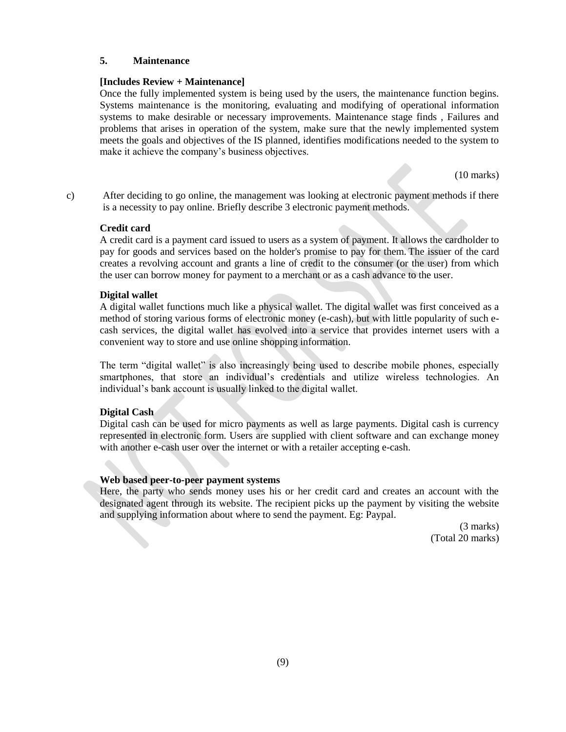**5. Maintenance**

**[Includes Review + Maintenance]**

Once the fully implemented system is being used by the users, the maintenance function begins. Systems maintenance is the monitoring, evaluating and modifying of operational information systems to make desirable or necessary improvements. Maintenance stage finds , Failures and problems that arises in operation of the system, make sure that the newly implemented system meets the goals and objectives of the IS planned, identifies modifications needed to the system to make it achieve the company's business objectives.

(10 marks)

c) After deciding to go online, the management was looking at electronic payment methods if there is a necessity to pay online. Briefly describe 3 electronic payment methods.

**Credit card**

A credit card is a payment card issued to users as a system of payment. It allows the cardholder to pay for goods and services based on the holder's promise to pay for them. The issuer of the card creates a revolving account and grants a line of credit to the consumer (or the user) from which the user can borrow money for payment to a merchant or as a cash advance to the user.

**Digital wallet**

A digital wallet functions much like a physical wallet. The digital wallet was first conceived as a method of storing various forms of electronic money (e-cash), but with little popularity of such e-cash services, the digital wallet has evolved into a service that provides internet users with a convenient way to store and use online shopping information.

The term "digital wallet" is also increasingly being used to describe mobile phones, especially smartphones, that store an individual's credentials and utilize wireless technologies. An individual's bank account is usually linked to the digital wallet.

**Digital Cash**

Digital cash can be used for micro payments as well as large payments. Digital cash is currency represented in electronic form. Users are supplied with client software and can exchange money with another e-cash user over the internet or with a retailer accepting e-cash.

**Web based peer-to-peer payment systems**

Here, the party who sends money uses his or her credit card and creates an account with the designated agent through its website. The recipient picks up the payment by visiting the website and supplying information about where to send the payment. Eg: Paypal.

(3 marks)
(Total 20 marks)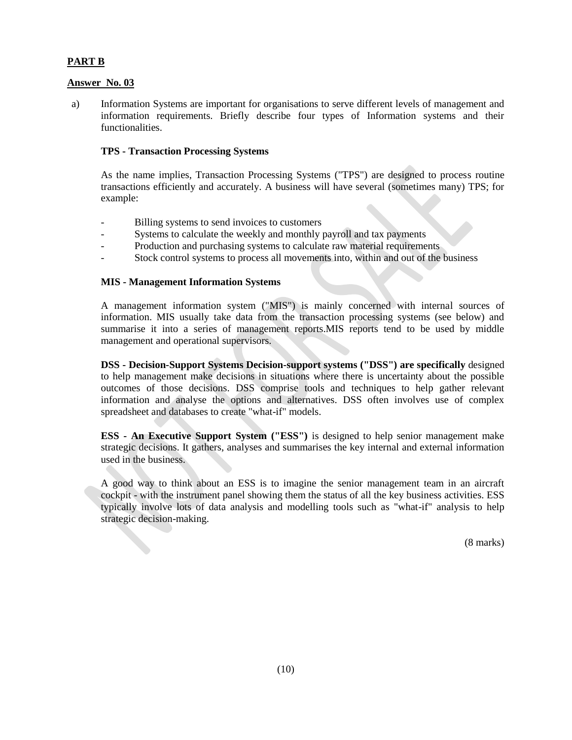**PART B**

**Answer No. 03**

a) Information Systems are important for organisations to serve different levels of management and information requirements. Briefly describe four types of Information systems and their functionalities.

**TPS - Transaction Processing Systems**

As the name implies, Transaction Processing Systems ("TPS") are designed to process routine transactions efficiently and accurately. A business will have several (sometimes many) TPS; for example:

- Billing systems to send invoices to customers
- Systems to calculate the weekly and monthly payroll and tax payments
- Production and purchasing systems to calculate raw material requirements
- Stock control systems to process all movements into, within and out of the business

**MIS - Management Information Systems**

A management information system ("MIS") is mainly concerned with internal sources of information. MIS usually take data from the transaction processing systems (see below) and summarise it into a series of management reports.MIS reports tend to be used by middle management and operational supervisors.

**DSS - Decision-Support Systems Decision-support systems ("DSS") are specifically** designed to help management make decisions in situations where there is uncertainty about the possible outcomes of those decisions. DSS comprise tools and techniques to help gather relevant information and analyse the options and alternatives. DSS often involves use of complex spreadsheet and databases to create "what-if" models.

**ESS - An Executive Support System ("ESS")** is designed to help senior management make strategic decisions. It gathers, analyses and summarises the key internal and external information used in the business.

A good way to think about an ESS is to imagine the senior management team in an aircraft cockpit - with the instrument panel showing them the status of all the key business activities. ESS typically involve lots of data analysis and modelling tools such as "what-if" analysis to help strategic decision-making.

(8 marks)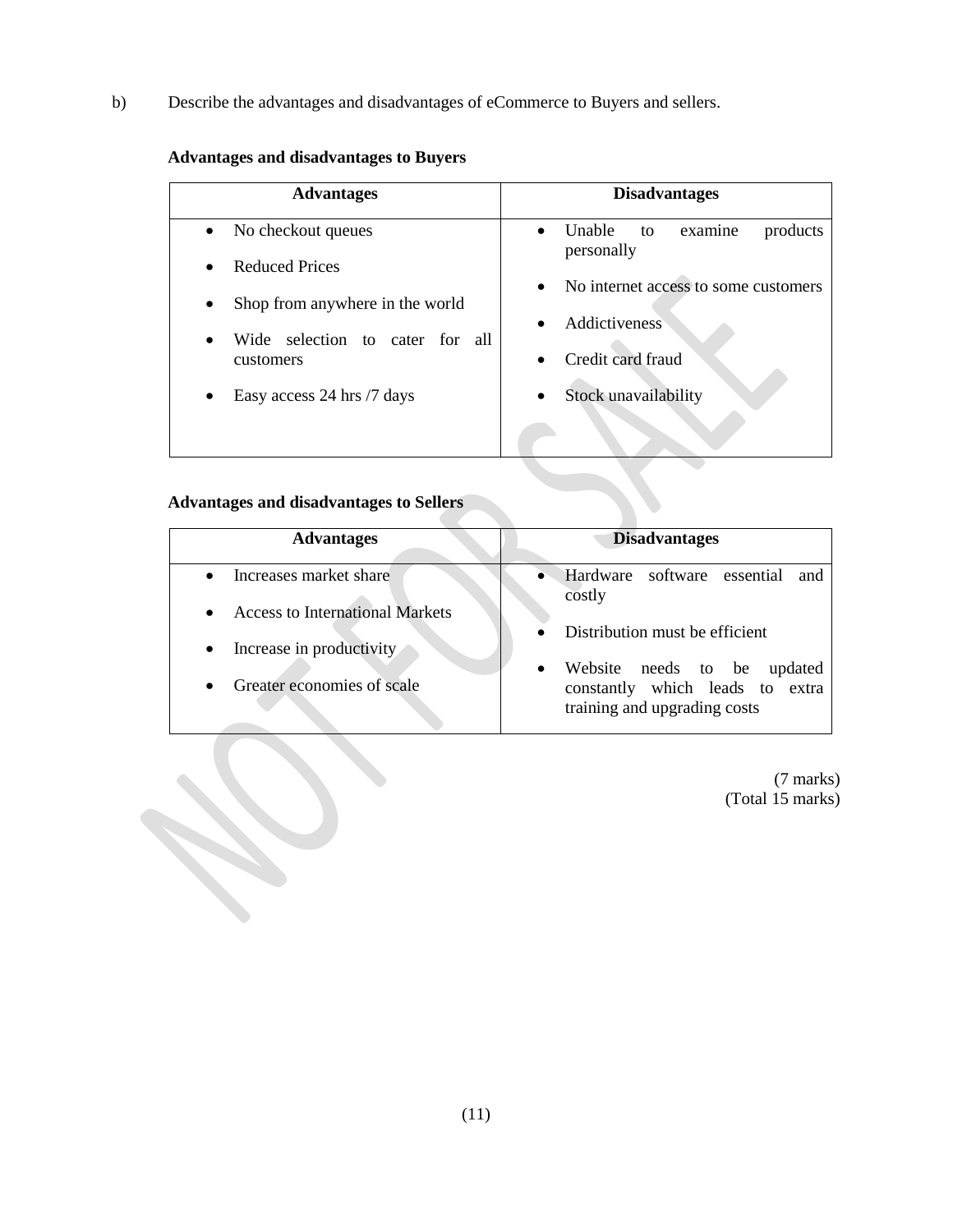b) Describe the advantages and disadvantages of eCommerce to Buyers and sellers.

**Advantages and disadvantages to Buyers**

| Advantages | Disadvantages |
|---|---|
| • No checkout queues<br>• Reduced Prices<br>• Shop from anywhere in the world<br>• Wide selection to cater for all customers<br>• Easy access 24 hrs /7 days | • Unable to examine products personally<br>• No internet access to some customers<br>• Addictiveness<br>• Credit card fraud<br>• Stock unavailability |

**Advantages and disadvantages to Sellers**

| Advantages | Disadvantages |
|---|---|
| • Increases market share<br>• Access to International Markets<br>• Increase in productivity<br>• Greater economies of scale | • Hardware software essential and costly<br>• Distribution must be efficient<br>• Website needs to be updated constantly which leads to extra training and upgrading costs |

(7 marks)
(Total 15 marks)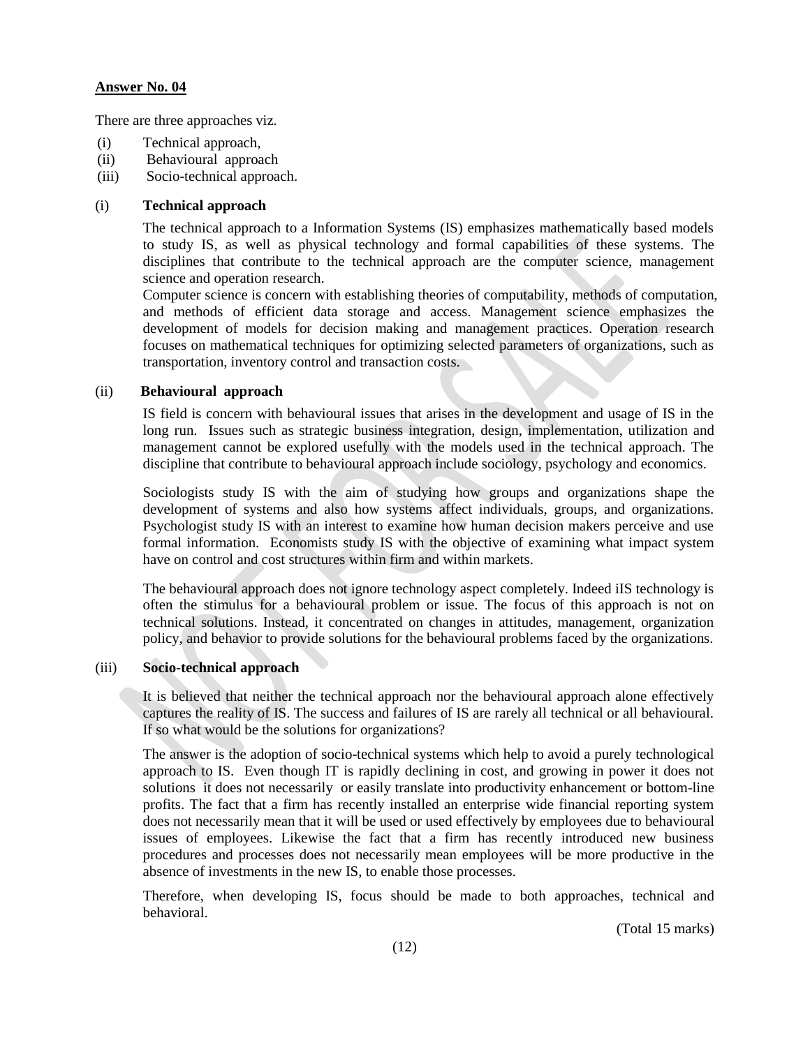**Answer No. 04**

There are three approaches viz.

(i) Technical approach,
(ii) Behavioural approach
(iii) Socio-technical approach.

(i) **Technical approach**

The technical approach to a Information Systems (IS) emphasizes mathematically based models to study IS, as well as physical technology and formal capabilities of these systems. The disciplines that contribute to the technical approach are the computer science, management science and operation research.

Computer science is concern with establishing theories of computability, methods of computation, and methods of efficient data storage and access. Management science emphasizes the development of models for decision making and management practices. Operation research focuses on mathematical techniques for optimizing selected parameters of organizations, such as transportation, inventory control and transaction costs.

(ii) **Behavioural approach**

IS field is concern with behavioural issues that arises in the development and usage of IS in the long run. Issues such as strategic business integration, design, implementation, utilization and management cannot be explored usefully with the models used in the technical approach. The discipline that contribute to behavioural approach include sociology, psychology and economics.

Sociologists study IS with the aim of studying how groups and organizations shape the development of systems and also how systems affect individuals, groups, and organizations. Psychologist study IS with an interest to examine how human decision makers perceive and use formal information. Economists study IS with the objective of examining what impact system have on control and cost structures within firm and within markets.

The behavioural approach does not ignore technology aspect completely. Indeed iIS technology is often the stimulus for a behavioural problem or issue. The focus of this approach is not on technical solutions. Instead, it concentrated on changes in attitudes, management, organization policy, and behavior to provide solutions for the behavioural problems faced by the organizations.

(iii) **Socio-technical approach**

It is believed that neither the technical approach nor the behavioural approach alone effectively captures the reality of IS. The success and failures of IS are rarely all technical or all behavioural. If so what would be the solutions for organizations?

The answer is the adoption of socio-technical systems which help to avoid a purely technological approach to IS. Even though IT is rapidly declining in cost, and growing in power it does not solutions it does not necessarily or easily translate into productivity enhancement or bottom-line profits. The fact that a firm has recently installed an enterprise wide financial reporting system does not necessarily mean that it will be used or used effectively by employees due to behavioural issues of employees. Likewise the fact that a firm has recently introduced new business procedures and processes does not necessarily mean employees will be more productive in the absence of investments in the new IS, to enable those processes.

Therefore, when developing IS, focus should be made to both approaches, technical and behavioral.

(Total 15 marks)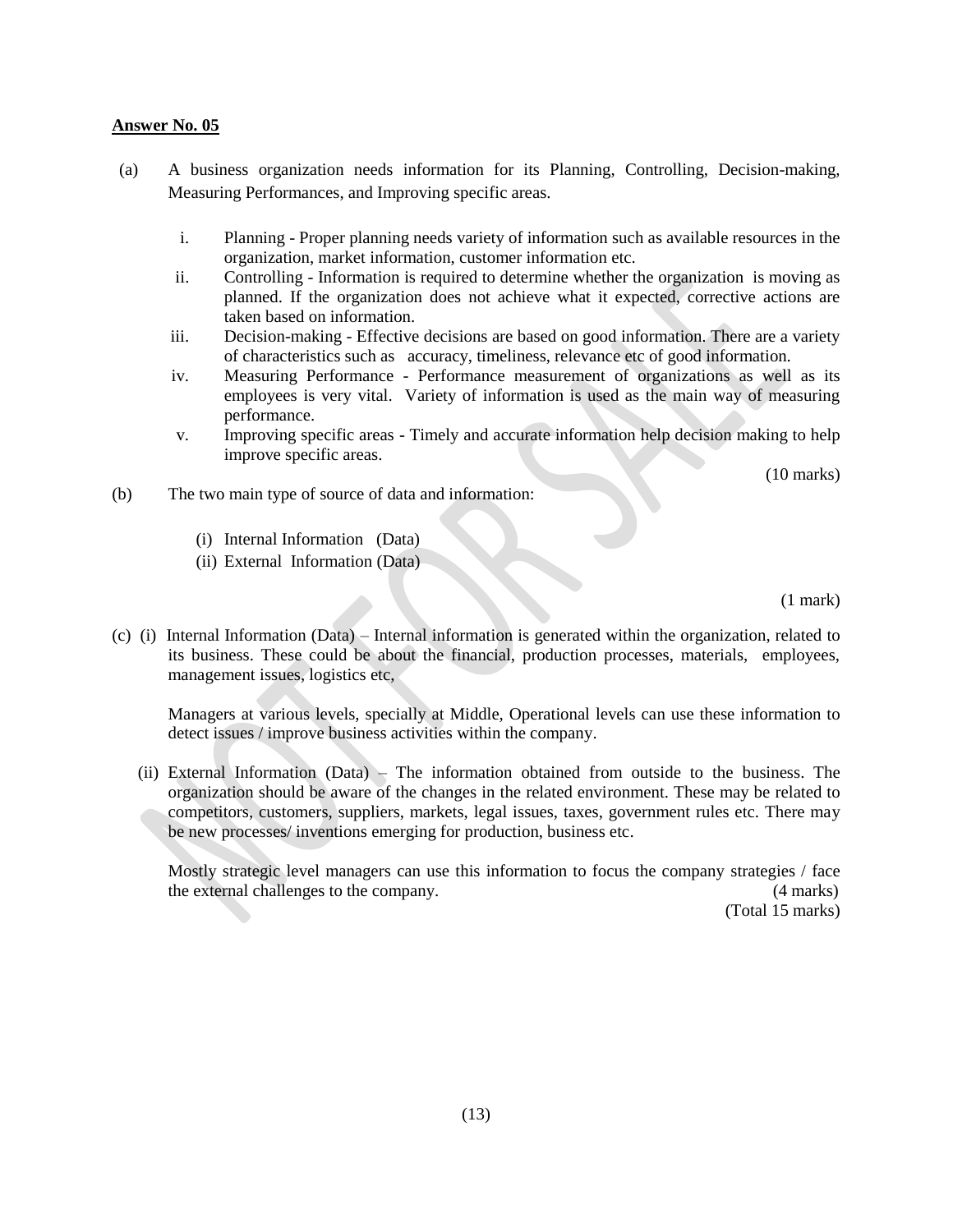**Answer No. 05**

(a) A business organization needs information for its Planning, Controlling, Decision-making, Measuring Performances, and Improving specific areas.

i. Planning - Proper planning needs variety of information such as available resources in the organization, market information, customer information etc.

ii. Controlling - Information is required to determine whether the organization is moving as planned. If the organization does not achieve what it expected, corrective actions are taken based on information.

iii. Decision-making - Effective decisions are based on good information. There are a variety of characteristics such as accuracy, timeliness, relevance etc of good information.

iv. Measuring Performance - Performance measurement of organizations as well as its employees is very vital. Variety of information is used as the main way of measuring performance.

v. Improving specific areas - Timely and accurate information help decision making to help improve specific areas.

(10 marks)

(b) The two main type of source of data and information:

(i) Internal Information (Data)
(ii) External Information (Data)

(1 mark)

(c) (i) Internal Information (Data) – Internal information is generated within the organization, related to its business. These could be about the financial, production processes, materials, employees, management issues, logistics etc,

Managers at various levels, specially at Middle, Operational levels can use these information to detect issues / improve business activities within the company.

(ii) External Information (Data) – The information obtained from outside to the business. The organization should be aware of the changes in the related environment. These may be related to competitors, customers, suppliers, markets, legal issues, taxes, government rules etc. There may be new processes/ inventions emerging for production, business etc.

Mostly strategic level managers can use this information to focus the company strategies / face the external challenges to the company. (4 marks)

(Total 15 marks)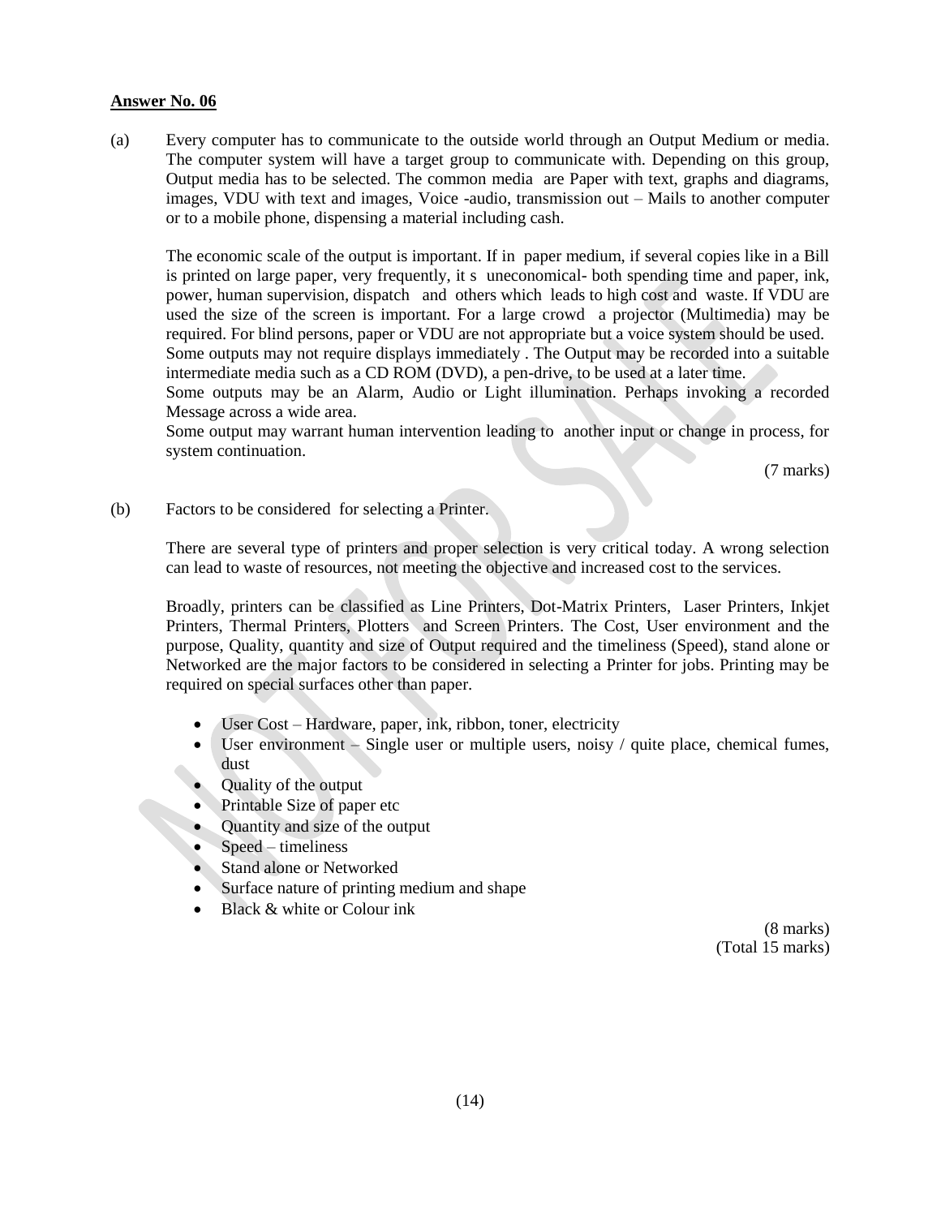**Answer No. 06**

(a) Every computer has to communicate to the outside world through an Output Medium or media. The computer system will have a target group to communicate with. Depending on this group, Output media has to be selected. The common media are Paper with text, graphs and diagrams, images, VDU with text and images, Voice -audio, transmission out – Mails to another computer or to a mobile phone, dispensing a material including cash.

The economic scale of the output is important. If in paper medium, if several copies like in a Bill is printed on large paper, very frequently, it s uneconomical- both spending time and paper, ink, power, human supervision, dispatch and others which leads to high cost and waste. If VDU are used the size of the screen is important. For a large crowd a projector (Multimedia) may be required. For blind persons, paper or VDU are not appropriate but a voice system should be used. Some outputs may not require displays immediately . The Output may be recorded into a suitable intermediate media such as a CD ROM (DVD), a pen-drive, to be used at a later time.
Some outputs may be an Alarm, Audio or Light illumination. Perhaps invoking a recorded Message across a wide area.
Some output may warrant human intervention leading to another input or change in process, for system continuation.

(7 marks)

(b) Factors to be considered for selecting a Printer.

There are several type of printers and proper selection is very critical today. A wrong selection can lead to waste of resources, not meeting the objective and increased cost to the services.

Broadly, printers can be classified as Line Printers, Dot-Matrix Printers, Laser Printers, Inkjet Printers, Thermal Printers, Plotters and Screen Printers. The Cost, User environment and the purpose, Quality, quantity and size of Output required and the timeliness (Speed), stand alone or Networked are the major factors to be considered in selecting a Printer for jobs. Printing may be required on special surfaces other than paper.

- User Cost – Hardware, paper, ink, ribbon, toner, electricity
- User environment – Single user or multiple users, noisy / quite place, chemical fumes, dust
- Quality of the output
- Printable Size of paper etc
- Quantity and size of the output
- Speed – timeliness
- Stand alone or Networked
- Surface nature of printing medium and shape
- Black & white or Colour ink

(8 marks)
(Total 15 marks)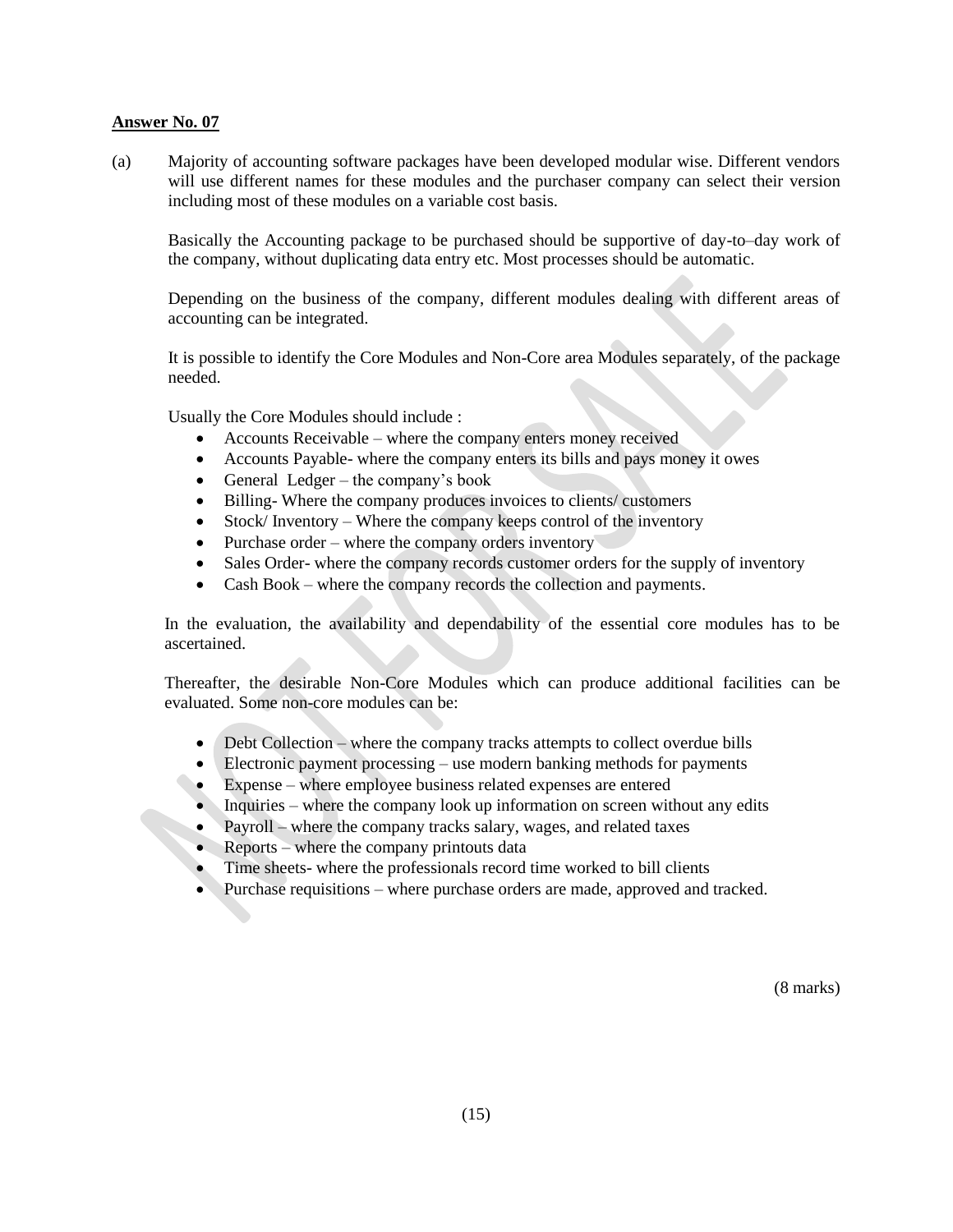**Answer No. 07**

(a) Majority of accounting software packages have been developed modular wise. Different vendors will use different names for these modules and the purchaser company can select their version including most of these modules on a variable cost basis.

Basically the Accounting package to be purchased should be supportive of day-to–day work of the company, without duplicating data entry etc. Most processes should be automatic.

Depending on the business of the company, different modules dealing with different areas of accounting can be integrated.

It is possible to identify the Core Modules and Non-Core area Modules separately, of the package needed.

Usually the Core Modules should include :

- Accounts Receivable – where the company enters money received
- Accounts Payable- where the company enters its bills and pays money it owes
- General Ledger – the company's book
- Billing- Where the company produces invoices to clients/ customers
- Stock/ Inventory – Where the company keeps control of the inventory
- Purchase order – where the company orders inventory
- Sales Order- where the company records customer orders for the supply of inventory
- Cash Book – where the company records the collection and payments.

In the evaluation, the availability and dependability of the essential core modules has to be ascertained.

Thereafter, the desirable Non-Core Modules which can produce additional facilities can be evaluated. Some non-core modules can be:

- Debt Collection – where the company tracks attempts to collect overdue bills
- Electronic payment processing – use modern banking methods for payments
- Expense – where employee business related expenses are entered
- Inquiries – where the company look up information on screen without any edits
- Payroll – where the company tracks salary, wages, and related taxes
- Reports – where the company printouts data
- Time sheets- where the professionals record time worked to bill clients
- Purchase requisitions – where purchase orders are made, approved and tracked.

(8 marks)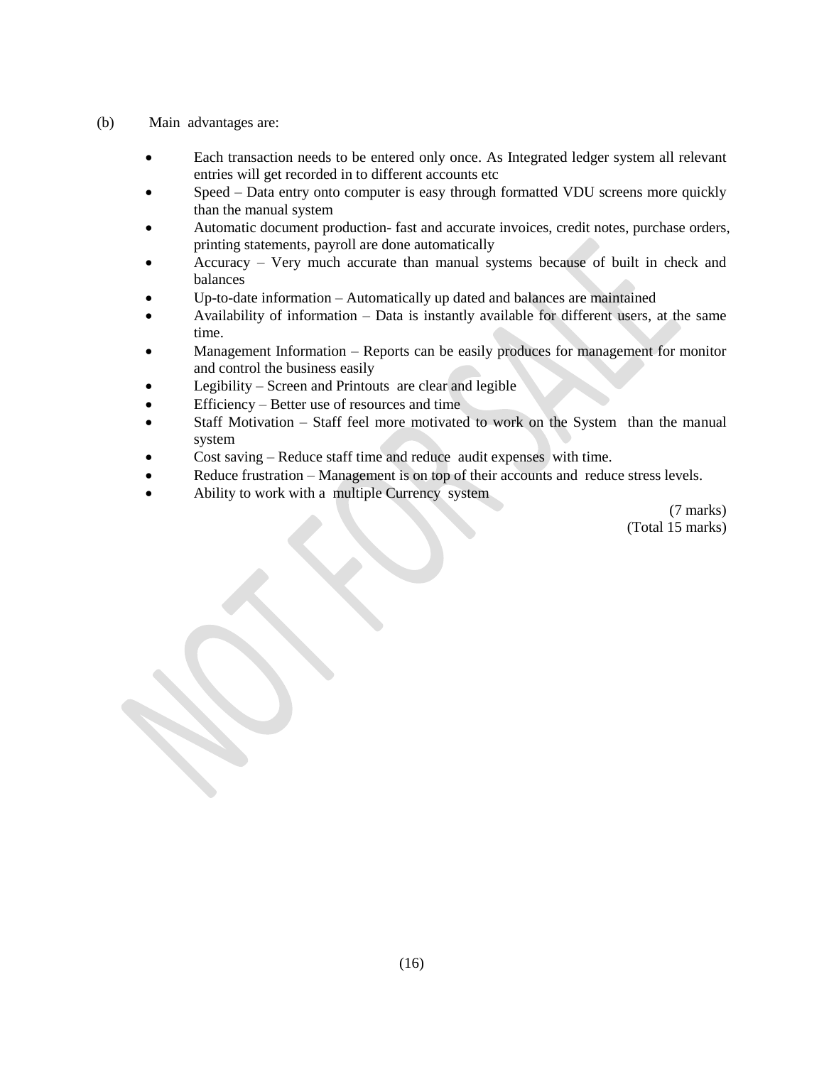(b) Main advantages are:

- Each transaction needs to be entered only once. As Integrated ledger system all relevant entries will get recorded in to different accounts etc
- Speed – Data entry onto computer is easy through formatted VDU screens more quickly than the manual system
- Automatic document production- fast and accurate invoices, credit notes, purchase orders, printing statements, payroll are done automatically
- Accuracy – Very much accurate than manual systems because of built in check and balances
- Up-to-date information – Automatically up dated and balances are maintained
- Availability of information – Data is instantly available for different users, at the same time.
- Management Information – Reports can be easily produces for management for monitor and control the business easily
- Legibility – Screen and Printouts are clear and legible
- Efficiency – Better use of resources and time
- Staff Motivation – Staff feel more motivated to work on the System than the manual system
- Cost saving – Reduce staff time and reduce audit expenses with time.
- Reduce frustration – Management is on top of their accounts and reduce stress levels.
- Ability to work with a multiple Currency system

(7 marks)

(Total 15 marks)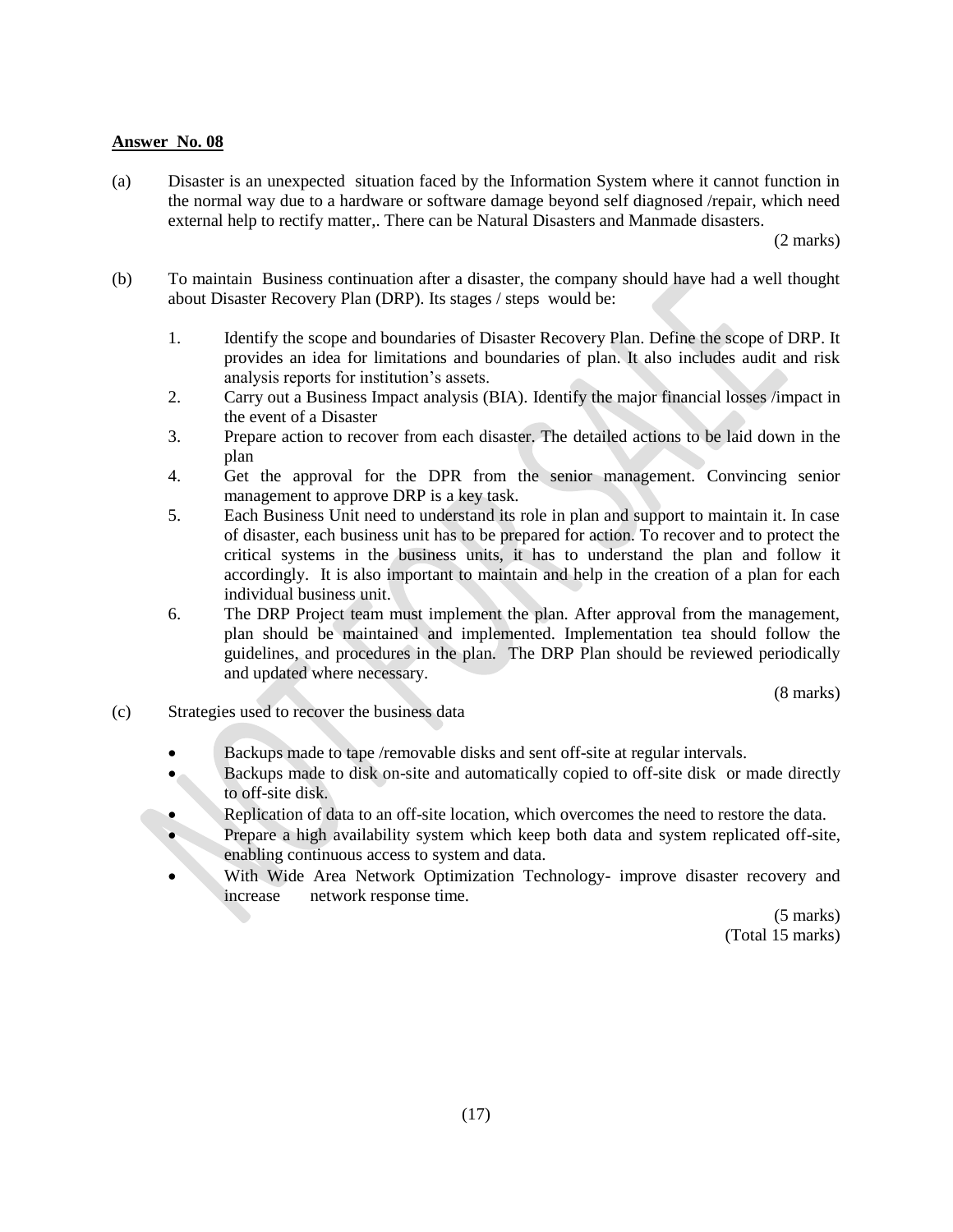**Answer No. 08**

(a) Disaster is an unexpected situation faced by the Information System where it cannot function in the normal way due to a hardware or software damage beyond self diagnosed /repair, which need external help to rectify matter,. There can be Natural Disasters and Manmade disasters.

(2 marks)

(b) To maintain Business continuation after a disaster, the company should have had a well thought about Disaster Recovery Plan (DRP). Its stages / steps would be:

1. Identify the scope and boundaries of Disaster Recovery Plan. Define the scope of DRP. It provides an idea for limitations and boundaries of plan. It also includes audit and risk analysis reports for institution's assets.
2. Carry out a Business Impact analysis (BIA). Identify the major financial losses /impact in the event of a Disaster
3. Prepare action to recover from each disaster. The detailed actions to be laid down in the plan
4. Get the approval for the DPR from the senior management. Convincing senior management to approve DRP is a key task.
5. Each Business Unit need to understand its role in plan and support to maintain it. In case of disaster, each business unit has to be prepared for action. To recover and to protect the critical systems in the business units, it has to understand the plan and follow it accordingly. It is also important to maintain and help in the creation of a plan for each individual business unit.
6. The DRP Project team must implement the plan. After approval from the management, plan should be maintained and implemented. Implementation tea should follow the guidelines, and procedures in the plan. The DRP Plan should be reviewed periodically and updated where necessary.

(8 marks)

(c) Strategies used to recover the business data

- Backups made to tape /removable disks and sent off-site at regular intervals.
- Backups made to disk on-site and automatically copied to off-site disk or made directly to off-site disk.
- Replication of data to an off-site location, which overcomes the need to restore the data.
- Prepare a high availability system which keep both data and system replicated off-site, enabling continuous access to system and data.
- With Wide Area Network Optimization Technology- improve disaster recovery and increase network response time.

(5 marks)
(Total 15 marks)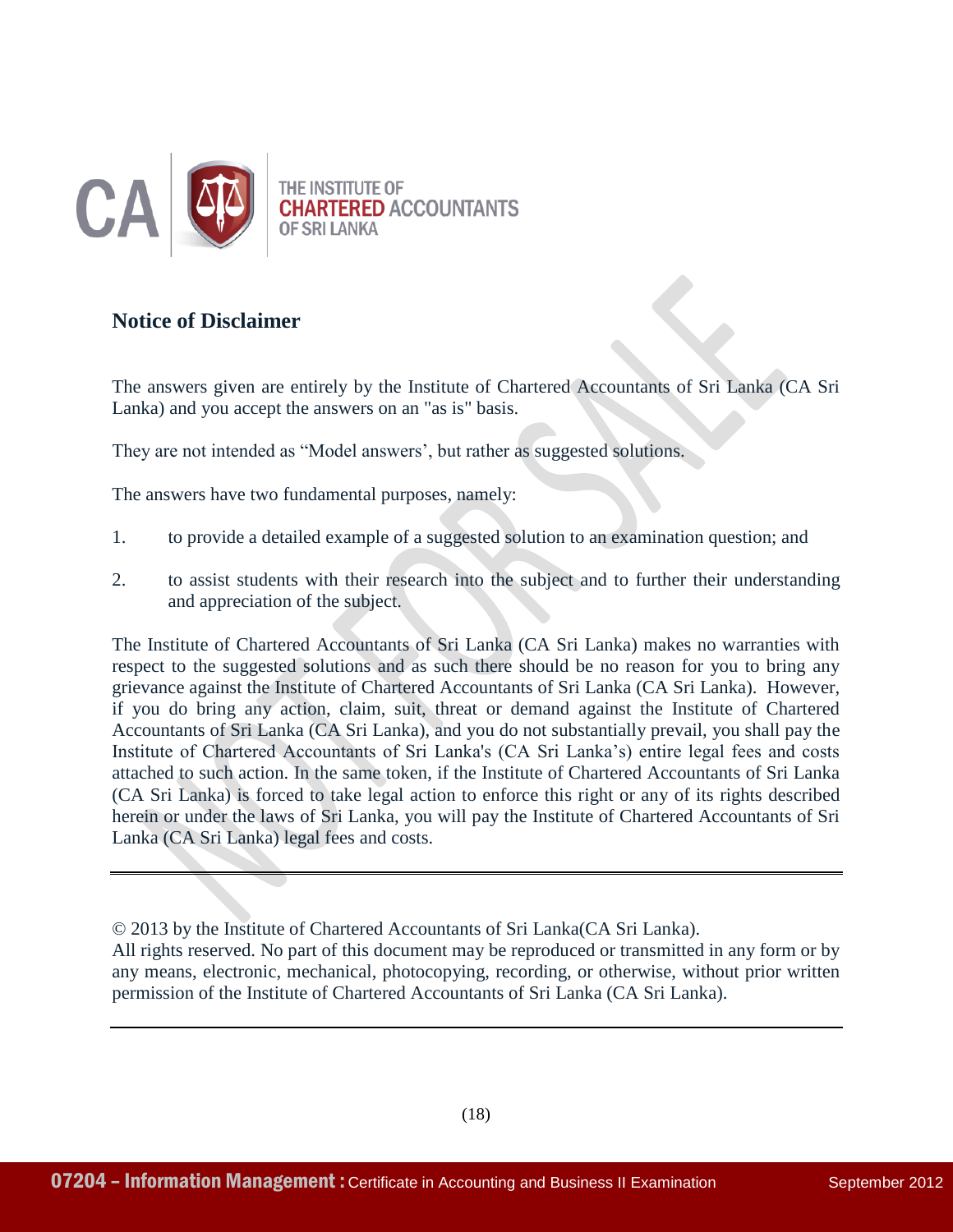THE INSTITUTE OF CHARTERED ACCOUNTANTS OF SRI LANKA

## Notice of Disclaimer

The answers given are entirely by the Institute of Chartered Accountants of Sri Lanka (CA Sri Lanka) and you accept the answers on an "as is" basis.

They are not intended as "Model answers', but rather as suggested solutions.

The answers have two fundamental purposes, namely:

1. to provide a detailed example of a suggested solution to an examination question; and
2. to assist students with their research into the subject and to further their understanding and appreciation of the subject.

The Institute of Chartered Accountants of Sri Lanka (CA Sri Lanka) makes no warranties with respect to the suggested solutions and as such there should be no reason for you to bring any grievance against the Institute of Chartered Accountants of Sri Lanka (CA Sri Lanka). However, if you do bring any action, claim, suit, threat or demand against the Institute of Chartered Accountants of Sri Lanka (CA Sri Lanka), and you do not substantially prevail, you shall pay the Institute of Chartered Accountants of Sri Lanka's (CA Sri Lanka's) entire legal fees and costs attached to such action. In the same token, if the Institute of Chartered Accountants of Sri Lanka (CA Sri Lanka) is forced to take legal action to enforce this right or any of its rights described herein or under the laws of Sri Lanka, you will pay the Institute of Chartered Accountants of Sri Lanka (CA Sri Lanka) legal fees and costs.

---

© 2013 by the Institute of Chartered Accountants of Sri Lanka(CA Sri Lanka).
All rights reserved. No part of this document may be reproduced or transmitted in any form or by any means, electronic, mechanical, photocopying, recording, or otherwise, without prior written permission of the Institute of Chartered Accountants of Sri Lanka (CA Sri Lanka).

---